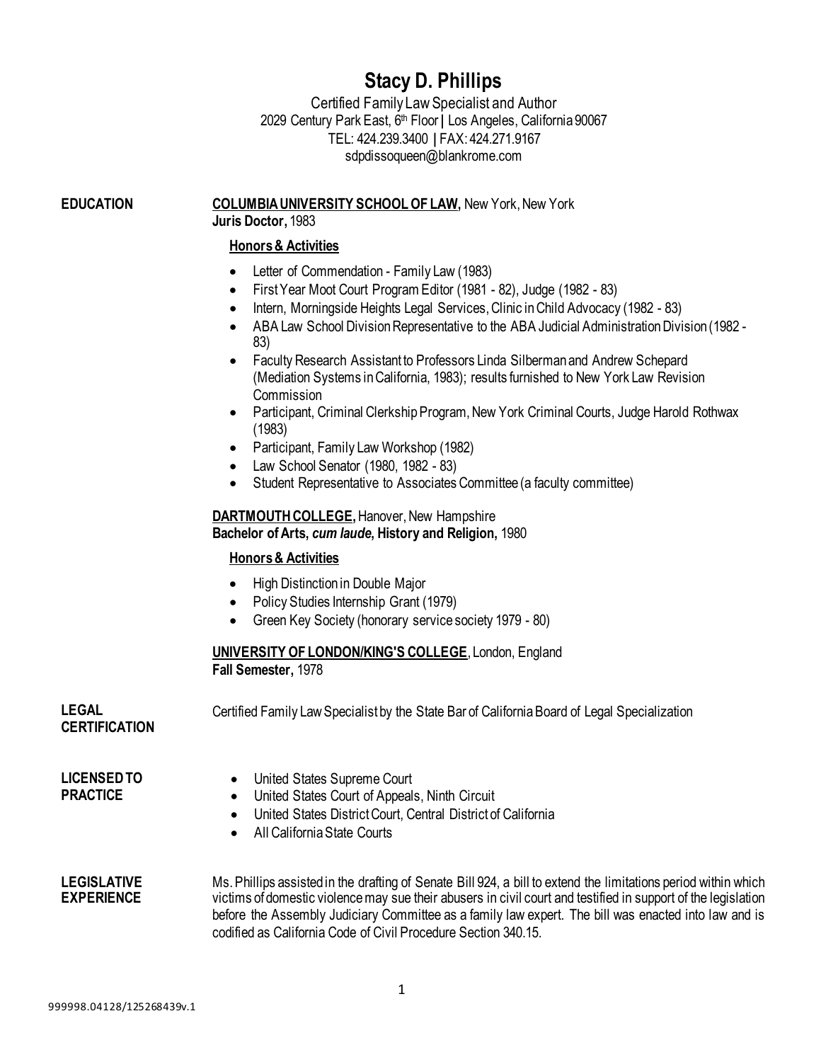# Stacy D. Phillips

Certified Family Law Specialist and Author
2029 Century Park East, 6th Floor | Los Angeles, California 90067
TEL: 424.239.3400 | FAX: 424.271.9167
sdpdissoqueen@blankrome.com

## EDUCATION

**COLUMBIA UNIVERSITY SCHOOL OF LAW,** New York, New York
**Juris Doctor,** 1983

**Honors & Activities**

- Letter of Commendation - Family Law (1983)
- First Year Moot Court Program Editor (1981 - 82), Judge (1982 - 83)
- Intern, Morningside Heights Legal Services, Clinic in Child Advocacy (1982 - 83)
- ABA Law School Division Representative to the ABA Judicial Administration Division (1982 - 83)
- Faculty Research Assistant to Professors Linda Silberman and Andrew Schepard (Mediation Systems in California, 1983); results furnished to New York Law Revision Commission
- Participant, Criminal Clerkship Program, New York Criminal Courts, Judge Harold Rothwax (1983)
- Participant, Family Law Workshop (1982)
- Law School Senator (1980, 1982 - 83)
- Student Representative to Associates Committee (a faculty committee)

**DARTMOUTH COLLEGE,** Hanover, New Hampshire
**Bachelor of Arts, *cum laude*, History and Religion,** 1980

**Honors & Activities**

- High Distinction in Double Major
- Policy Studies Internship Grant (1979)
- Green Key Society (honorary service society 1979 - 80)

**UNIVERSITY OF LONDON/KING'S COLLEGE**, London, England
**Fall Semester,** 1978

## LEGAL CERTIFICATION

Certified Family Law Specialist by the State Bar of California Board of Legal Specialization

## LICENSED TO PRACTICE

- United States Supreme Court
- United States Court of Appeals, Ninth Circuit
- United States District Court, Central District of California
- All California State Courts

## LEGISLATIVE EXPERIENCE

Ms. Phillips assisted in the drafting of Senate Bill 924, a bill to extend the limitations period within which victims of domestic violence may sue their abusers in civil court and testified in support of the legislation before the Assembly Judiciary Committee as a family law expert. The bill was enacted into law and is codified as California Code of Civil Procedure Section 340.15.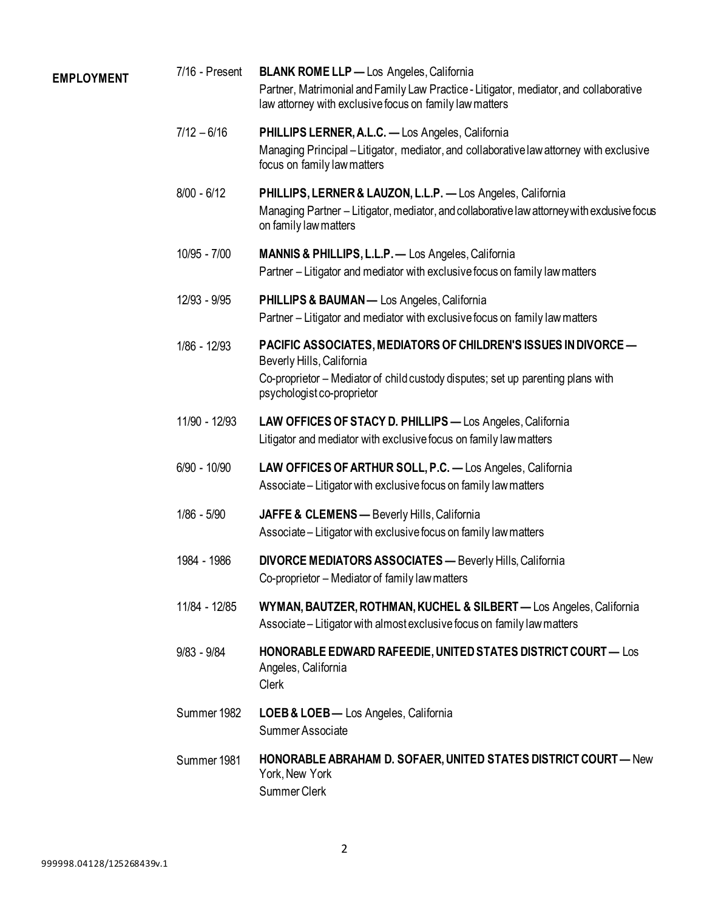## EMPLOYMENT

**7/16 - Present** — **BLANK ROME LLP —** Los Angeles, California
Partner, Matrimonial and Family Law Practice - Litigator, mediator, and collaborative law attorney with exclusive focus on family law matters

**7/12 – 6/16** — **PHILLIPS LERNER, A.L.C. —** Los Angeles, California
Managing Principal – Litigator, mediator, and collaborative law attorney with exclusive focus on family law matters

**8/00 - 6/12** — **PHILLIPS, LERNER & LAUZON, L.L.P. —** Los Angeles, California
Managing Partner – Litigator, mediator, and collaborative law attorney with exclusive focus on family law matters

**10/95 - 7/00** — **MANNIS & PHILLIPS, L.L.P. —** Los Angeles, California
Partner – Litigator and mediator with exclusive focus on family law matters

**12/93 - 9/95** — **PHILLIPS & BAUMAN —** Los Angeles, California
Partner – Litigator and mediator with exclusive focus on family law matters

**1/86 - 12/93** — **PACIFIC ASSOCIATES, MEDIATORS OF CHILDREN'S ISSUES IN DIVORCE —** Beverly Hills, California
Co-proprietor – Mediator of child custody disputes; set up parenting plans with psychologist co-proprietor

**11/90 - 12/93** — **LAW OFFICES OF STACY D. PHILLIPS —** Los Angeles, California
Litigator and mediator with exclusive focus on family law matters

**6/90 - 10/90** — **LAW OFFICES OF ARTHUR SOLL, P.C. —** Los Angeles, California
Associate – Litigator with exclusive focus on family law matters

**1/86 - 5/90** — **JAFFE & CLEMENS —** Beverly Hills, California
Associate – Litigator with exclusive focus on family law matters

**1984 - 1986** — **DIVORCE MEDIATORS ASSOCIATES —** Beverly Hills, California
Co-proprietor – Mediator of family law matters

**11/84 - 12/85** — **WYMAN, BAUTZER, ROTHMAN, KUCHEL & SILBERT —** Los Angeles, California
Associate – Litigator with almost exclusive focus on family law matters

**9/83 - 9/84** — **HONORABLE EDWARD RAFEEDIE, UNITED STATES DISTRICT COURT —** Los Angeles, California
Clerk

**Summer 1982** — **LOEB & LOEB —** Los Angeles, California
Summer Associate

**Summer 1981** — **HONORABLE ABRAHAM D. SOFAER, UNITED STATES DISTRICT COURT —** New York, New York
Summer Clerk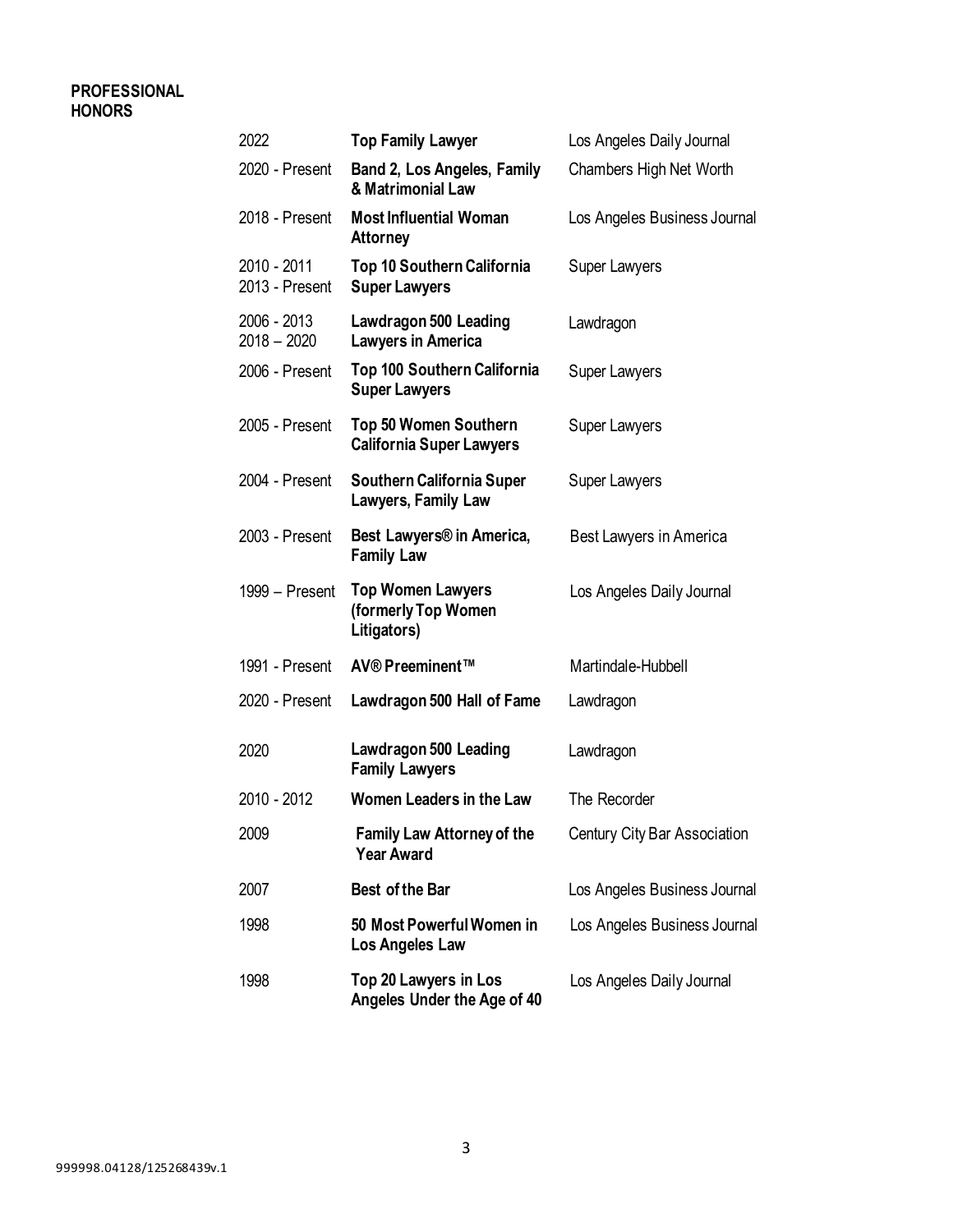**PROFESSIONAL HONORS**

| | | |
|---|---|---|
| 2022 | **Top Family Lawyer** | Los Angeles Daily Journal |
| 2020 - Present | **Band 2, Los Angeles, Family & Matrimonial Law** | Chambers High Net Worth |
| 2018 - Present | **Most Influential Woman Attorney** | Los Angeles Business Journal |
| 2010 - 2011<br>2013 - Present | **Top 10 Southern California Super Lawyers** | Super Lawyers |
| 2006 - 2013<br>2018 – 2020 | **Lawdragon 500 Leading Lawyers in America** | Lawdragon |
| 2006 - Present | **Top 100 Southern California Super Lawyers** | Super Lawyers |
| 2005 - Present | **Top 50 Women Southern California Super Lawyers** | Super Lawyers |
| 2004 - Present | **Southern California Super Lawyers, Family Law** | Super Lawyers |
| 2003 - Present | **Best Lawyers® in America, Family Law** | Best Lawyers in America |
| 1999 – Present | **Top Women Lawyers (formerly Top Women Litigators)** | Los Angeles Daily Journal |
| 1991 - Present | **AV® Preeminent™** | Martindale-Hubbell |
| 2020 - Present | **Lawdragon 500 Hall of Fame** | Lawdragon |
| 2020 | **Lawdragon 500 Leading Family Lawyers** | Lawdragon |
| 2010 - 2012 | **Women Leaders in the Law** | The Recorder |
| 2009 | **Family Law Attorney of the Year Award** | Century City Bar Association |
| 2007 | **Best of the Bar** | Los Angeles Business Journal |
| 1998 | **50 Most Powerful Women in Los Angeles Law** | Los Angeles Business Journal |
| 1998 | **Top 20 Lawyers in Los Angeles Under the Age of 40** | Los Angeles Daily Journal |

999998.04128/125268439v.1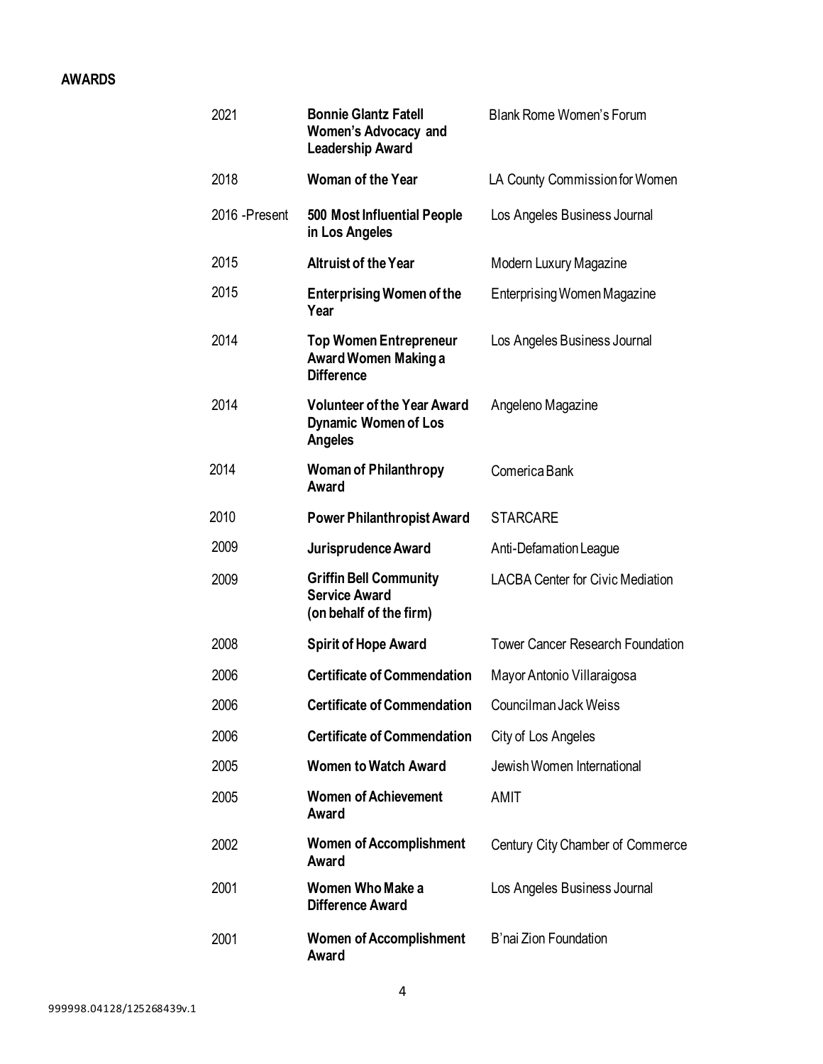**AWARDS**

| | | |
|---|---|---|
| 2021 | **Bonnie Glantz Fatell Women's Advocacy and Leadership Award** | Blank Rome Women's Forum |
| 2018 | **Woman of the Year** | LA County Commission for Women |
| 2016 -Present | **500 Most Influential People in Los Angeles** | Los Angeles Business Journal |
| 2015 | **Altruist of the Year** | Modern Luxury Magazine |
| 2015 | **Enterprising Women of the Year** | Enterprising Women Magazine |
| 2014 | **Top Women Entrepreneur Award Women Making a Difference** | Los Angeles Business Journal |
| 2014 | **Volunteer of the Year Award Dynamic Women of Los Angeles** | Angeleno Magazine |
| 2014 | **Woman of Philanthropy Award** | Comerica Bank |
| 2010 | **Power Philanthropist Award** | STARCARE |
| 2009 | **Jurisprudence Award** | Anti-Defamation League |
| 2009 | **Griffin Bell Community Service Award (on behalf of the firm)** | LACBA Center for Civic Mediation |
| 2008 | **Spirit of Hope Award** | Tower Cancer Research Foundation |
| 2006 | **Certificate of Commendation** | Mayor Antonio Villaraigosa |
| 2006 | **Certificate of Commendation** | Councilman Jack Weiss |
| 2006 | **Certificate of Commendation** | City of Los Angeles |
| 2005 | **Women to Watch Award** | Jewish Women International |
| 2005 | **Women of Achievement Award** | AMIT |
| 2002 | **Women of Accomplishment Award** | Century City Chamber of Commerce |
| 2001 | **Women Who Make a Difference Award** | Los Angeles Business Journal |
| 2001 | **Women of Accomplishment Award** | B'nai Zion Foundation |

999998.04128/125268439v.1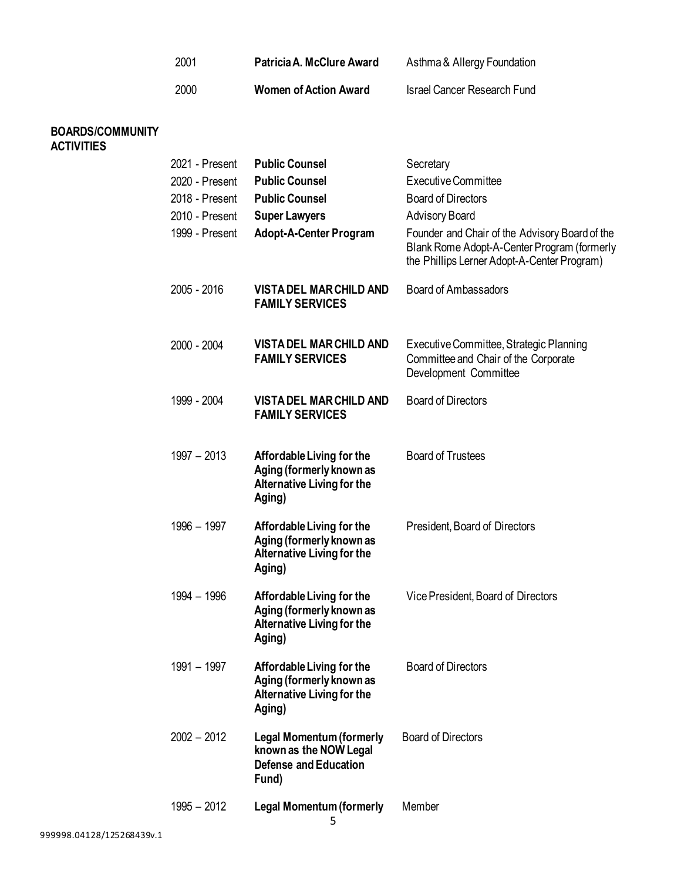| | | |
|---|---|---|
| 2001 | **Patricia A. McClure Award** | Asthma & Allergy Foundation |
| 2000 | **Women of Action Award** | Israel Cancer Research Fund |

**BOARDS/COMMUNITY ACTIVITIES**

| | | |
|---|---|---|
| 2021 - Present | **Public Counsel** | Secretary |
| 2020 - Present | **Public Counsel** | Executive Committee |
| 2018 - Present | **Public Counsel** | Board of Directors |
| 2010 - Present | **Super Lawyers** | Advisory Board |
| 1999 - Present | **Adopt-A-Center Program** | Founder and Chair of the Advisory Board of the Blank Rome Adopt-A-Center Program (formerly the Phillips Lerner Adopt-A-Center Program) |
| 2005 - 2016 | **VISTA DEL MAR CHILD AND FAMILY SERVICES** | Board of Ambassadors |
| 2000 - 2004 | **VISTA DEL MAR CHILD AND FAMILY SERVICES** | Executive Committee, Strategic Planning Committee and Chair of the Corporate Development Committee |
| 1999 - 2004 | **VISTA DEL MAR CHILD AND FAMILY SERVICES** | Board of Directors |
| 1997 – 2013 | **Affordable Living for the Aging (formerly known as Alternative Living for the Aging)** | Board of Trustees |
| 1996 – 1997 | **Affordable Living for the Aging (formerly known as Alternative Living for the Aging)** | President, Board of Directors |
| 1994 – 1996 | **Affordable Living for the Aging (formerly known as Alternative Living for the Aging)** | Vice President, Board of Directors |
| 1991 – 1997 | **Affordable Living for the Aging (formerly known as Alternative Living for the Aging)** | Board of Directors |
| 2002 – 2012 | **Legal Momentum (formerly known as the NOW Legal Defense and Education Fund)** | Board of Directors |
| 1995 – 2012 | **Legal Momentum (formerly** | Member |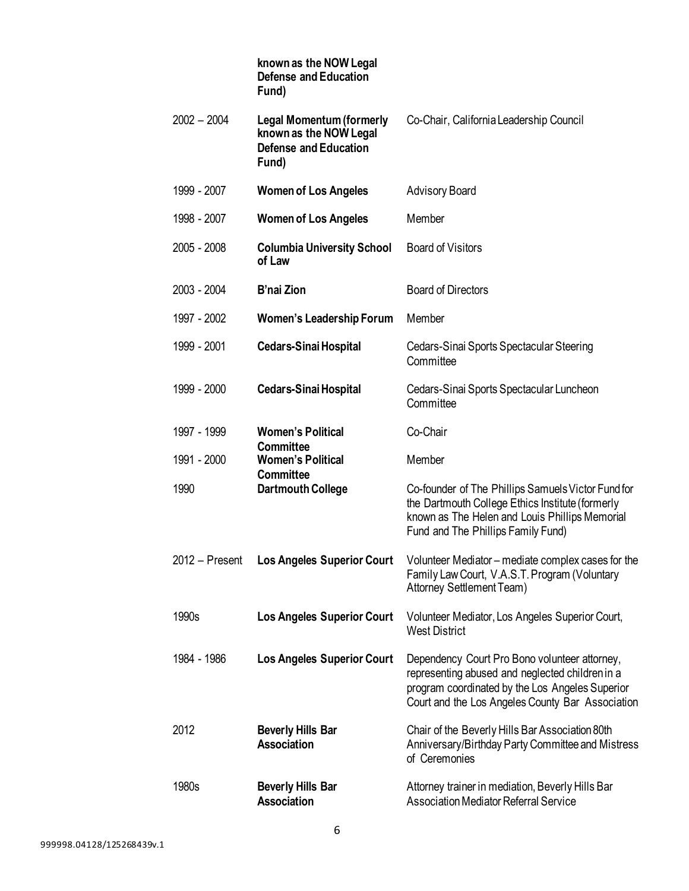| | | |
|---|---|---|
| | **known as the NOW Legal Defense and Education Fund)** | |
| 2002 – 2004 | **Legal Momentum (formerly known as the NOW Legal Defense and Education Fund)** | Co-Chair, California Leadership Council |
| 1999 - 2007 | **Women of Los Angeles** | Advisory Board |
| 1998 - 2007 | **Women of Los Angeles** | Member |
| 2005 - 2008 | **Columbia University School of Law** | Board of Visitors |
| 2003 - 2004 | **B'nai Zion** | Board of Directors |
| 1997 - 2002 | **Women's Leadership Forum** | Member |
| 1999 - 2001 | **Cedars-Sinai Hospital** | Cedars-Sinai Sports Spectacular Steering Committee |
| 1999 - 2000 | **Cedars-Sinai Hospital** | Cedars-Sinai Sports Spectacular Luncheon Committee |
| 1997 - 1999 | **Women's Political Committee** | Co-Chair |
| 1991 - 2000 | **Women's Political Committee** | Member |
| 1990 | **Dartmouth College** | Co-founder of The Phillips Samuels Victor Fund for the Dartmouth College Ethics Institute (formerly known as The Helen and Louis Phillips Memorial Fund and The Phillips Family Fund) |
| 2012 – Present | **Los Angeles Superior Court** | Volunteer Mediator – mediate complex cases for the Family Law Court, V.A.S.T. Program (Voluntary Attorney Settlement Team) |
| 1990s | **Los Angeles Superior Court** | Volunteer Mediator, Los Angeles Superior Court, West District |
| 1984 - 1986 | **Los Angeles Superior Court** | Dependency Court Pro Bono volunteer attorney, representing abused and neglected children in a program coordinated by the Los Angeles Superior Court and the Los Angeles County Bar Association |
| 2012 | **Beverly Hills Bar Association** | Chair of the Beverly Hills Bar Association 80th Anniversary/Birthday Party Committee and Mistress of Ceremonies |
| 1980s | **Beverly Hills Bar Association** | Attorney trainer in mediation, Beverly Hills Bar Association Mediator Referral Service |

999998.04128/125268439v.1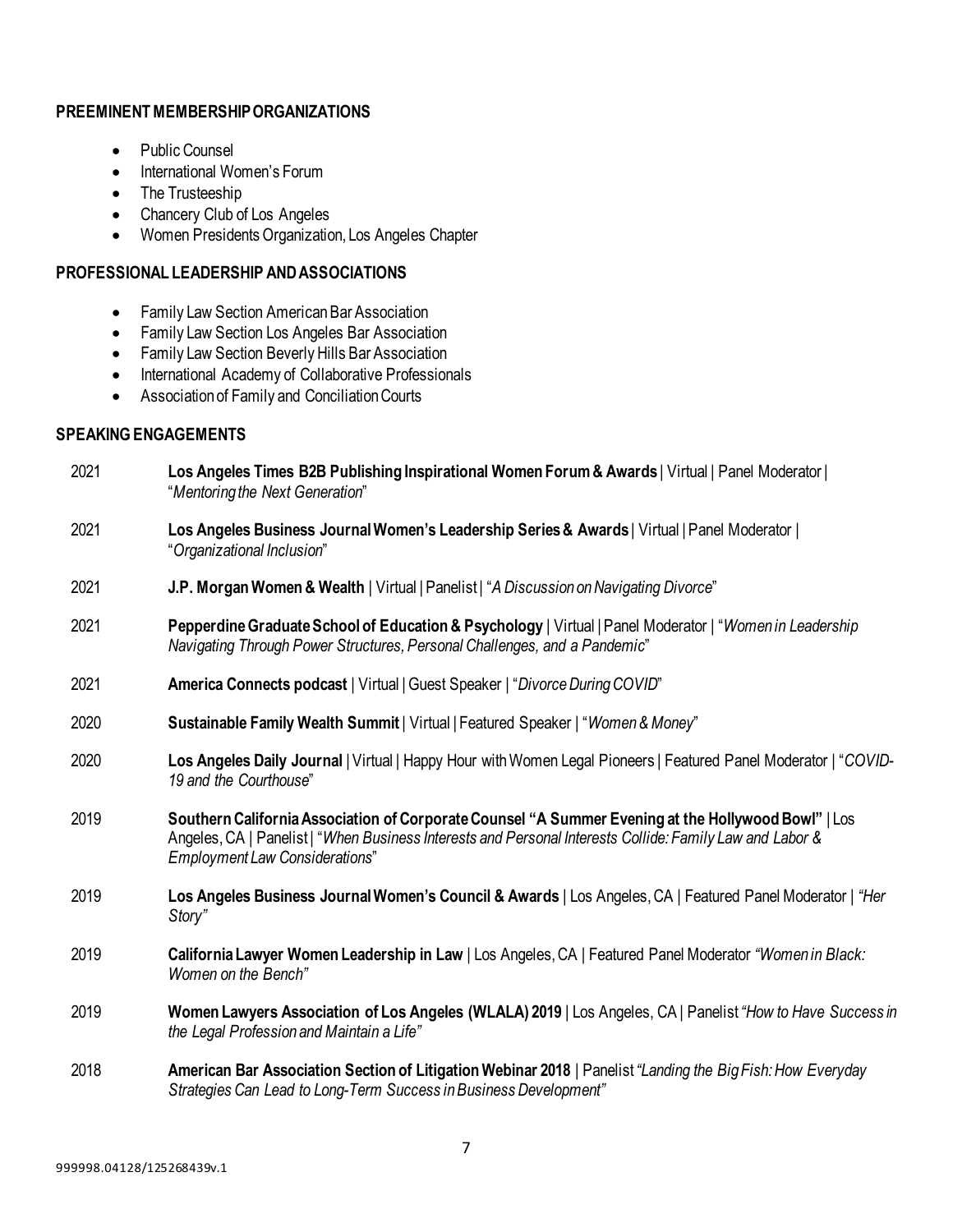**PREEMINENT MEMBERSHIP ORGANIZATIONS**

- Public Counsel
- International Women's Forum
- The Trusteeship
- Chancery Club of Los Angeles
- Women Presidents Organization, Los Angeles Chapter

**PROFESSIONAL LEADERSHIP AND ASSOCIATIONS**

- Family Law Section American Bar Association
- Family Law Section Los Angeles Bar Association
- Family Law Section Beverly Hills Bar Association
- International Academy of Collaborative Professionals
- Association of Family and Conciliation Courts

**SPEAKING ENGAGEMENTS**

2021 **Los Angeles Times B2B Publishing Inspirational Women Forum & Awards** | Virtual | Panel Moderator | "*Mentoring the Next Generation*"

2021 **Los Angeles Business Journal Women's Leadership Series & Awards** | Virtual | Panel Moderator | "*Organizational Inclusion*"

2021 **J.P. Morgan Women & Wealth** | Virtual | Panelist | "*A Discussion on Navigating Divorce*"

2021 **Pepperdine Graduate School of Education & Psychology** | Virtual | Panel Moderator | "*Women in Leadership Navigating Through Power Structures, Personal Challenges, and a Pandemic*"

2021 **America Connects podcast** | Virtual | Guest Speaker | "*Divorce During COVID*"

2020 **Sustainable Family Wealth Summit** | Virtual | Featured Speaker | "*Women & Money*"

2020 **Los Angeles Daily Journal** | Virtual | Happy Hour with Women Legal Pioneers | Featured Panel Moderator | "*COVID-19 and the Courthouse*"

2019 **Southern California Association of Corporate Counsel "A Summer Evening at the Hollywood Bowl"** | Los Angeles, CA | Panelist | "*When Business Interests and Personal Interests Collide: Family Law and Labor & Employment Law Considerations*"

2019 **Los Angeles Business Journal Women's Council & Awards** | Los Angeles, CA | Featured Panel Moderator | *"Her Story"*

2019 **California Lawyer Women Leadership in Law** | Los Angeles, CA | Featured Panel Moderator *"Women in Black: Women on the Bench"*

2019 **Women Lawyers Association of Los Angeles (WLALA) 2019** | Los Angeles, CA | Panelist *"How to Have Success in the Legal Profession and Maintain a Life"*

2018 **American Bar Association Section of Litigation Webinar 2018** | Panelist *"Landing the Big Fish: How Everyday Strategies Can Lead to Long-Term Success in Business Development"*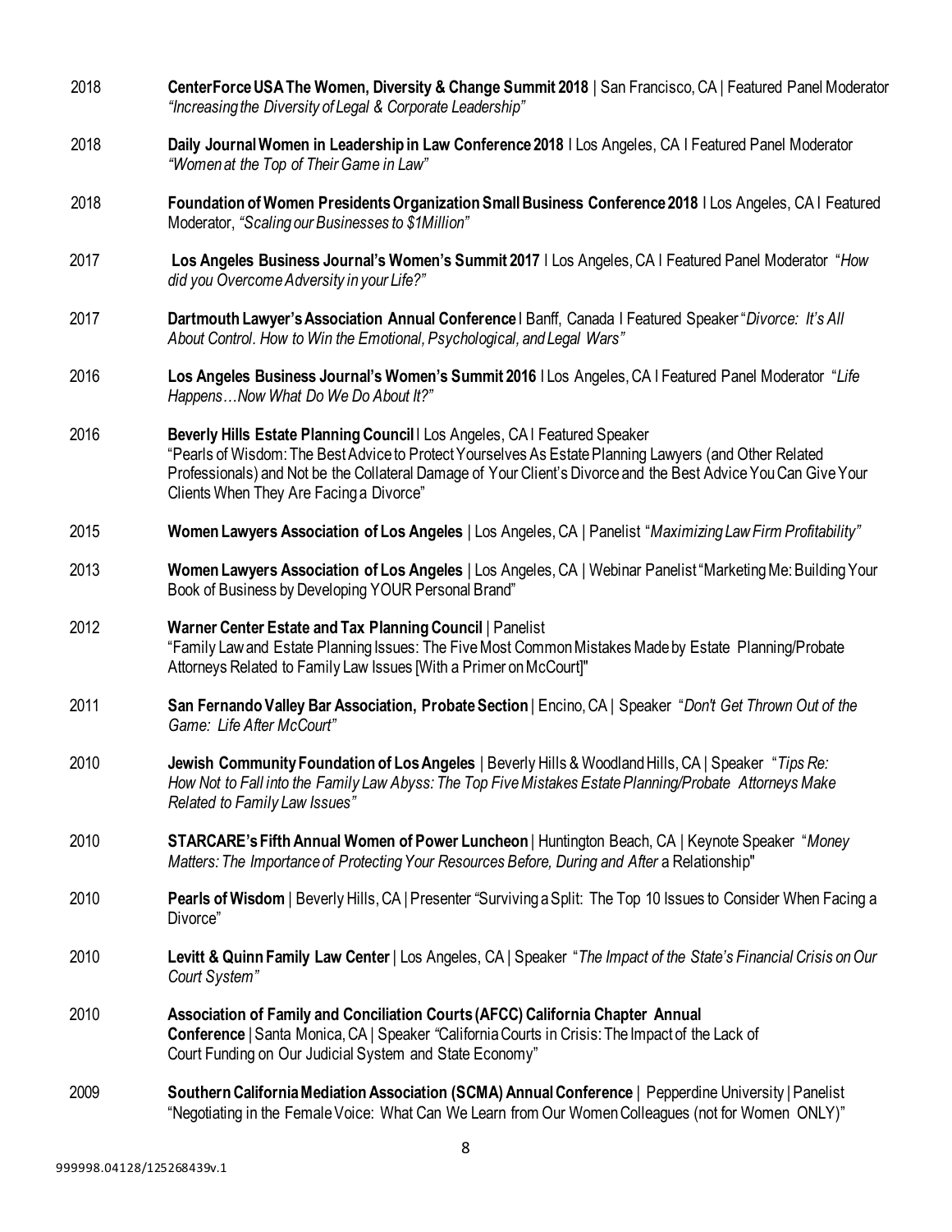2018 **CenterForce USA The Women, Diversity & Change Summit 2018** | San Francisco, CA | Featured Panel Moderator *"Increasing the Diversity of Legal & Corporate Leadership"*

2018 **Daily Journal Women in Leadership in Law Conference 2018** I Los Angeles, CA I Featured Panel Moderator *"Women at the Top of Their Game in Law"*

2018 **Foundation of Women Presidents Organization Small Business Conference 2018** I Los Angeles, CA I Featured Moderator, *"Scaling our Businesses to $1Million"*

2017 **Los Angeles Business Journal's Women's Summit 2017** I Los Angeles, CA I Featured Panel Moderator "*How did you Overcome Adversity in your Life?"*

2017 **Dartmouth Lawyer's Association Annual Conference** I Banff, Canada I Featured Speaker "*Divorce: It's All About Control. How to Win the Emotional, Psychological, and Legal Wars"*

2016 **Los Angeles Business Journal's Women's Summit 2016** I Los Angeles, CA I Featured Panel Moderator "*Life Happens…Now What Do We Do About It?"*

2016 **Beverly Hills Estate Planning Council** I Los Angeles, CA I Featured Speaker "Pearls of Wisdom: The Best Advice to Protect Yourselves As Estate Planning Lawyers (and Other Related Professionals) and Not be the Collateral Damage of Your Client's Divorce and the Best Advice You Can Give Your Clients When They Are Facing a Divorce"

2015 **Women Lawyers Association of Los Angeles** | Los Angeles, CA | Panelist "*Maximizing Law Firm Profitability"*

2013 **Women Lawyers Association of Los Angeles** | Los Angeles, CA | Webinar Panelist "Marketing Me: Building Your Book of Business by Developing YOUR Personal Brand"

2012 **Warner Center Estate and Tax Planning Council** | Panelist "Family Law and Estate Planning Issues: The Five Most Common Mistakes Made by Estate Planning/Probate Attorneys Related to Family Law Issues [With a Primer on McCourt]"

2011 **San Fernando Valley Bar Association, Probate Section** | Encino, CA | Speaker "*Don't Get Thrown Out of the Game: Life After McCourt"*

2010 **Jewish Community Foundation of Los Angeles** | Beverly Hills & Woodland Hills, CA | Speaker "*Tips Re: How Not to Fall into the Family Law Abyss: The Top Five Mistakes Estate Planning/Probate Attorneys Make Related to Family Law Issues"*

2010 **STARCARE's Fifth Annual Women of Power Luncheon** | Huntington Beach, CA | Keynote Speaker "*Money Matters: The Importance of Protecting Your Resources Before, During and After* a Relationship"

2010 **Pearls of Wisdom** | Beverly Hills, CA | Presenter "Surviving a Split: The Top 10 Issues to Consider When Facing a Divorce"

2010 **Levitt & Quinn Family Law Center** | Los Angeles, CA | Speaker "*The Impact of the State's Financial Crisis on Our Court System"*

2010 **Association of Family and Conciliation Courts (AFCC) California Chapter Annual Conference** | Santa Monica, CA | Speaker "California Courts in Crisis: The Impact of the Lack of Court Funding on Our Judicial System and State Economy"

2009 **Southern California Mediation Association (SCMA) Annual Conference** | Pepperdine University | Panelist "Negotiating in the Female Voice: What Can We Learn from Our Women Colleagues (not for Women ONLY)"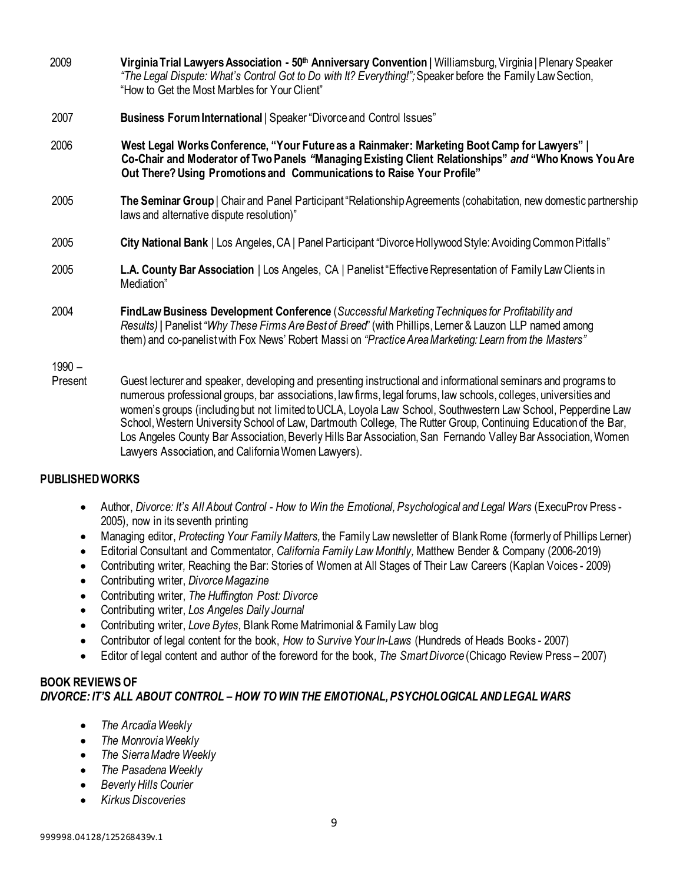2009 **Virginia Trial Lawyers Association - 50th Anniversary Convention |** Williamsburg, Virginia | Plenary Speaker *"The Legal Dispute: What's Control Got to Do with It? Everything!";* Speaker before the Family Law Section, "How to Get the Most Marbles for Your Client"

2007 **Business Forum International** | Speaker "Divorce and Control Issues"

2006 **West Legal Works Conference, "Your Future as a Rainmaker: Marketing Boot Camp for Lawyers" | Co-Chair and Moderator of Two Panels *"*Managing Existing Client Relationships" *and* "Who Knows You Are Out There? Using Promotions and Communications to Raise Your Profile"**

2005 **The Seminar Group** | Chair and Panel Participant "Relationship Agreements (cohabitation, new domestic partnership laws and alternative dispute resolution)"

2005 **City National Bank** | Los Angeles, CA | Panel Participant "Divorce Hollywood Style: Avoiding Common Pitfalls"

2005 **L.A. County Bar Association** | Los Angeles, CA | Panelist "Effective Representation of Family Law Clients in Mediation"

2004 **FindLaw Business Development Conference** (*Successful Marketing Techniques for Profitability and Results)* **|** Panelist *"Why These Firms Are Best of Breed*" (with Phillips, Lerner & Lauzon LLP named among them) and co-panelist with Fox News' Robert Massi on *"Practice Area Marketing: Learn from the Masters"*

1990 – Present Guest lecturer and speaker, developing and presenting instructional and informational seminars and programs to numerous professional groups, bar associations, law firms, legal forums, law schools, colleges, universities and women's groups (including but not limited to UCLA, Loyola Law School, Southwestern Law School, Pepperdine Law School, Western University School of Law, Dartmouth College, The Rutter Group, Continuing Education of the Bar, Los Angeles County Bar Association, Beverly Hills Bar Association, San Fernando Valley Bar Association, Women Lawyers Association, and California Women Lawyers).

## PUBLISHED WORKS

- Author, *Divorce: It's All About Control - How to Win the Emotional, Psychological and Legal Wars* (ExecuProv Press - 2005), now in its seventh printing
- Managing editor, *Protecting Your Family Matters,* the Family Law newsletter of Blank Rome (formerly of Phillips Lerner)
- Editorial Consultant and Commentator, *California Family Law Monthly,* Matthew Bender & Company (2006-2019)
- Contributing writer*,* Reaching the Bar: Stories of Women at All Stages of Their Law Careers (Kaplan Voices - 2009)
- Contributing writer, *Divorce Magazine*
- Contributing writer, *The Huffington Post: Divorce*
- Contributing writer, *Los Angeles Daily Journal*
- Contributing writer, *Love Bytes*, Blank Rome Matrimonial & Family Law blog
- Contributor of legal content for the book, *How to Survive Your In-Laws* (Hundreds of Heads Books - 2007)
- Editor of legal content and author of the foreword for the book, *The Smart Divorce* (Chicago Review Press – 2007)

## BOOK REVIEWS OF *DIVORCE: IT'S ALL ABOUT CONTROL – HOW TO WIN THE EMOTIONAL, PSYCHOLOGICAL AND LEGAL WARS*

- *The Arcadia Weekly*
- *The Monrovia Weekly*
- *The Sierra Madre Weekly*
- *The Pasadena Weekly*
- *Beverly Hills Courier*
- *Kirkus Discoveries*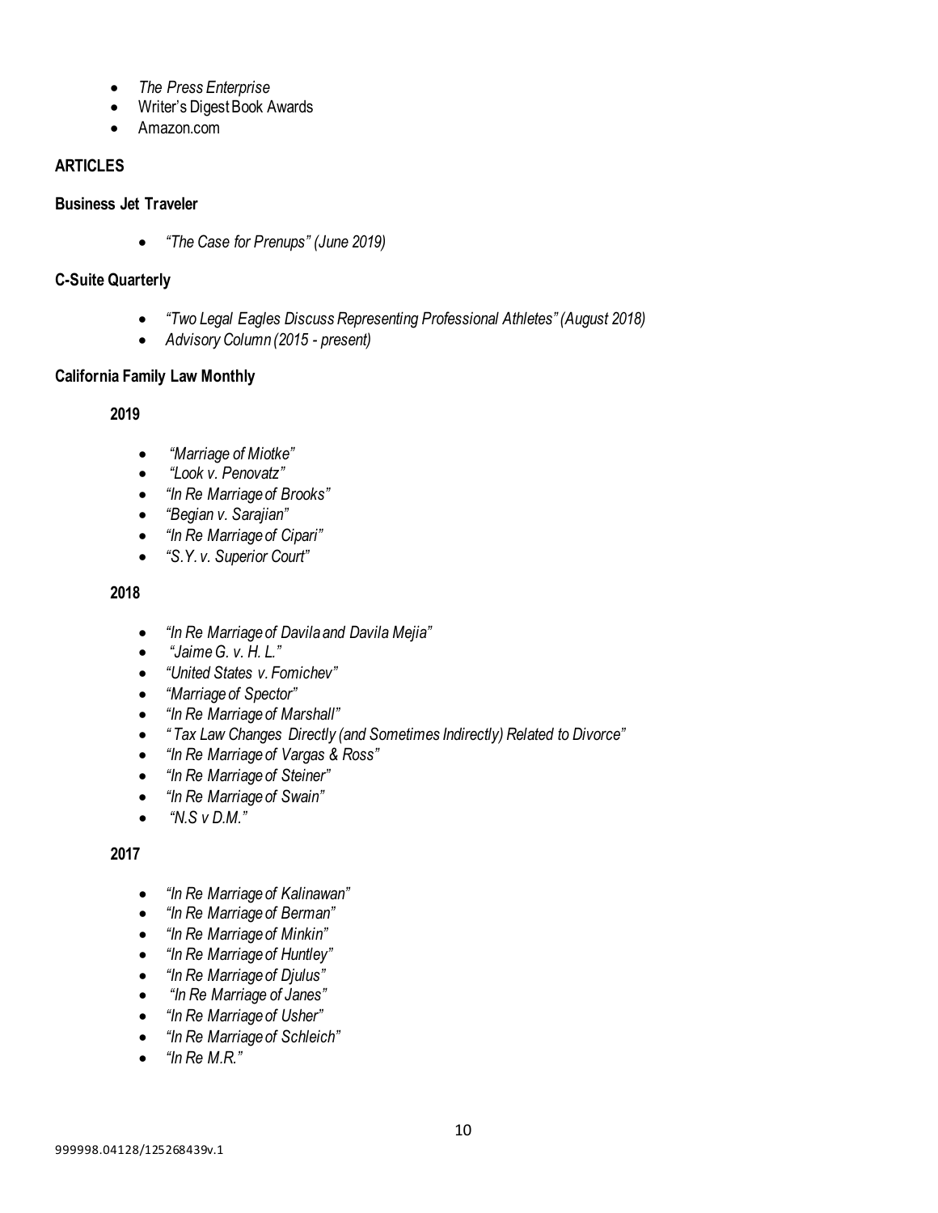- *The Press Enterprise*
- Writer's Digest Book Awards
- Amazon.com

## ARTICLES

### Business Jet Traveler

- *"The Case for Prenups" (June 2019)*

### C-Suite Quarterly

- *"Two Legal Eagles Discuss Representing Professional Athletes" (August 2018)*
- *Advisory Column (2015 - present)*

### California Family Law Monthly

#### 2019

- *"Marriage of Miotke"*
- *"Look v. Penovatz"*
- *"In Re Marriage of Brooks"*
- *"Begian v. Sarajian"*
- *"In Re Marriage of Cipari"*
- *"S.Y. v. Superior Court"*

#### 2018

- *"In Re Marriage of Davila and Davila Mejia"*
- *"Jaime G. v. H. L."*
- *"United States v. Fomichev"*
- *"Marriage of Spector"*
- *"In Re Marriage of Marshall"*
- *"Tax Law Changes Directly (and Sometimes Indirectly) Related to Divorce"*
- *"In Re Marriage of Vargas & Ross"*
- *"In Re Marriage of Steiner"*
- *"In Re Marriage of Swain"*
- *"N.S v D.M."*

#### 2017

- *"In Re Marriage of Kalinawan"*
- *"In Re Marriage of Berman"*
- *"In Re Marriage of Minkin"*
- *"In Re Marriage of Huntley"*
- *"In Re Marriage of Djulus"*
- *"In Re Marriage of Janes"*
- *"In Re Marriage of Usher"*
- *"In Re Marriage of Schleich"*
- *"In Re M.R."*

999998.04128/125268439v.1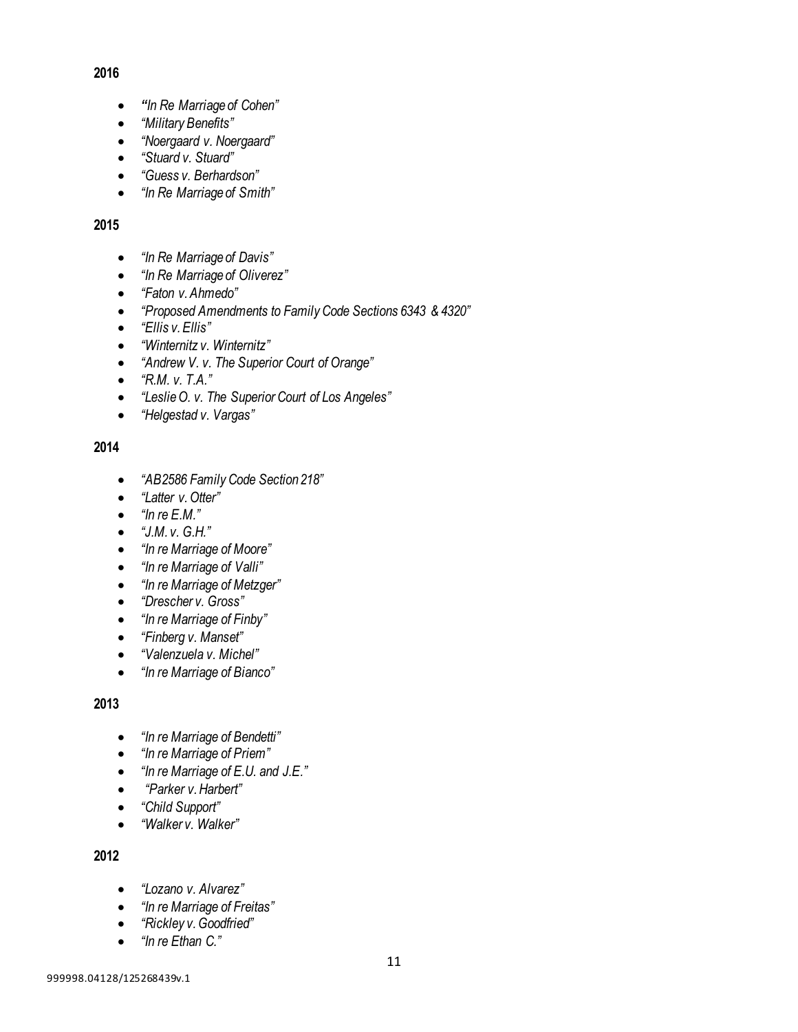**2016**

- *"In Re Marriage of Cohen"*
- *"Military Benefits"*
- *"Noergaard v. Noergaard"*
- *"Stuard v. Stuard"*
- *"Guess v. Berhardson"*
- *"In Re Marriage of Smith"*

**2015**

- *"In Re Marriage of Davis"*
- *"In Re Marriage of Oliverez"*
- *"Faton v. Ahmedo"*
- *"Proposed Amendments to Family Code Sections 6343 & 4320"*
- *"Ellis v. Ellis"*
- *"Winternitz v. Winternitz"*
- *"Andrew V. v. The Superior Court of Orange"*
- *"R.M. v. T.A."*
- *"Leslie O. v. The Superior Court of Los Angeles"*
- *"Helgestad v. Vargas"*

**2014**

- *"AB2586 Family Code Section 218"*
- *"Latter v. Otter"*
- *"In re E.M."*
- *"J.M. v. G.H."*
- *"In re Marriage of Moore"*
- *"In re Marriage of Valli"*
- *"In re Marriage of Metzger"*
- *"Drescher v. Gross"*
- *"In re Marriage of Finby"*
- *"Finberg v. Manset"*
- *"Valenzuela v. Michel"*
- *"In re Marriage of Bianco"*

**2013**

- *"In re Marriage of Bendetti"*
- *"In re Marriage of Priem"*
- *"In re Marriage of E.U. and J.E."*
- *"Parker v. Harbert"*
- *"Child Support"*
- *"Walker v. Walker"*

**2012**

- *"Lozano v. Alvarez"*
- *"In re Marriage of Freitas"*
- *"Rickley v. Goodfried"*
- *"In re Ethan C."*

999998.04128/125268439v.1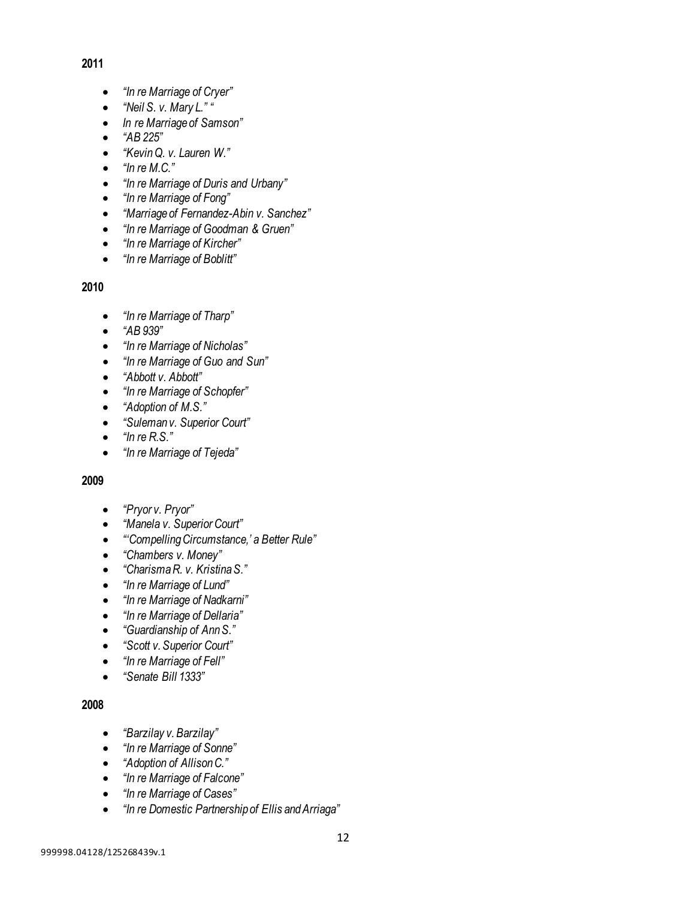**2011**

- *"In re Marriage of Cryer"*
- *"Neil S. v. Mary L." "*
- *In re Marriage of Samson"*
- *"AB 225"*
- *"Kevin Q. v. Lauren W."*
- *"In re M.C."*
- *"In re Marriage of Duris and Urbany"*
- *"In re Marriage of Fong"*
- *"Marriage of Fernandez-Abin v. Sanchez"*
- *"In re Marriage of Goodman & Gruen"*
- *"In re Marriage of Kircher"*
- *"In re Marriage of Boblitt"*

**2010**

- *"In re Marriage of Tharp"*
- *"AB 939"*
- *"In re Marriage of Nicholas"*
- *"In re Marriage of Guo and Sun"*
- *"Abbott v. Abbott"*
- *"In re Marriage of Schopfer"*
- *"Adoption of M.S."*
- *"Suleman v. Superior Court"*
- *"In re R.S."*
- *"In re Marriage of Tejeda"*

**2009**

- *"Pryor v. Pryor"*
- *"Manela v. Superior Court"*
- *"'Compelling Circumstance,' a Better Rule"*
- *"Chambers v. Money"*
- *"Charisma R. v. Kristina S."*
- *"In re Marriage of Lund"*
- *"In re Marriage of Nadkarni"*
- *"In re Marriage of Dellaria"*
- *"Guardianship of Ann S."*
- *"Scott v. Superior Court"*
- *"In re Marriage of Fell"*
- *"Senate Bill 1333"*

**2008**

- *"Barzilay v. Barzilay"*
- *"In re Marriage of Sonne"*
- *"Adoption of Allison C."*
- *"In re Marriage of Falcone"*
- *"In re Marriage of Cases"*
- *"In re Domestic Partnership of Ellis and Arriaga"*

999998.04128/125268439v.1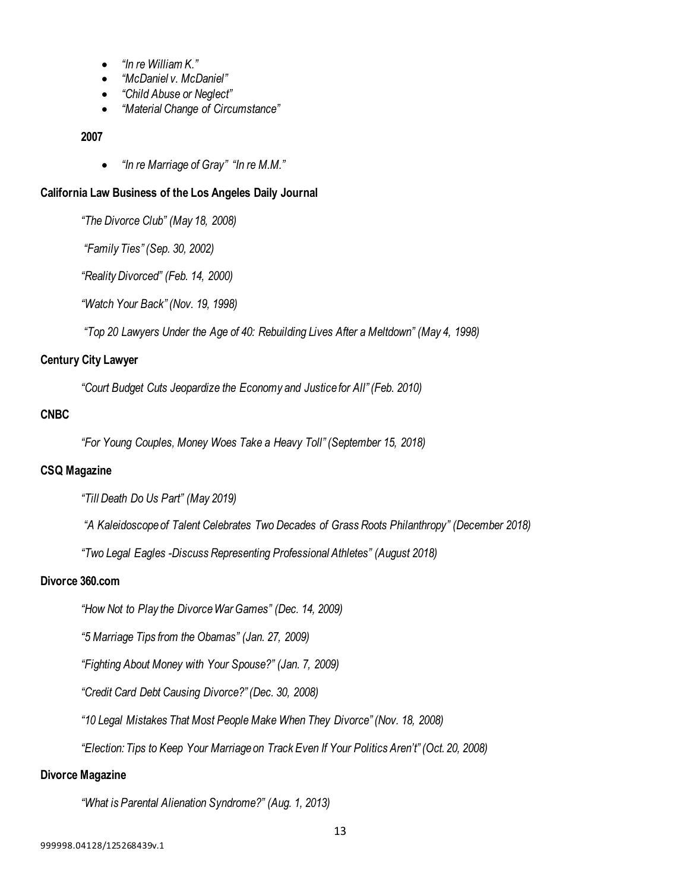- *"In re William K."*
- *"McDaniel v. McDaniel"*
- *"Child Abuse or Neglect"*
- *"Material Change of Circumstance"*

**2007**

- *"In re Marriage of Gray" "In re M.M."*

**California Law Business of the Los Angeles Daily Journal**

*"The Divorce Club" (May 18, 2008)*

*"Family Ties" (Sep. 30, 2002)*

*"Reality Divorced" (Feb. 14, 2000)*

*"Watch Your Back" (Nov. 19, 1998)*

*"Top 20 Lawyers Under the Age of 40: Rebuilding Lives After a Meltdown" (May 4, 1998)*

**Century City Lawyer**

*"Court Budget Cuts Jeopardize the Economy and Justice for All" (Feb. 2010)*

**CNBC**

*"For Young Couples, Money Woes Take a Heavy Toll" (September 15, 2018)*

**CSQ Magazine**

*"Till Death Do Us Part" (May 2019)*

*"A Kaleidoscope of Talent Celebrates Two Decades of Grass Roots Philanthropy" (December 2018)*

*"Two Legal Eagles -Discuss Representing Professional Athletes" (August 2018)*

**Divorce 360.com**

*"How Not to Play the Divorce War Games" (Dec. 14, 2009)*

*"5 Marriage Tips from the Obamas" (Jan. 27, 2009)*

*"Fighting About Money with Your Spouse?" (Jan. 7, 2009)*

*"Credit Card Debt Causing Divorce?" (Dec. 30, 2008)*

*"10 Legal Mistakes That Most People Make When They Divorce" (Nov. 18, 2008)*

*"Election: Tips to Keep Your Marriage on Track Even If Your Politics Aren't" (Oct. 20, 2008)*

**Divorce Magazine**

*"What is Parental Alienation Syndrome?" (Aug. 1, 2013)*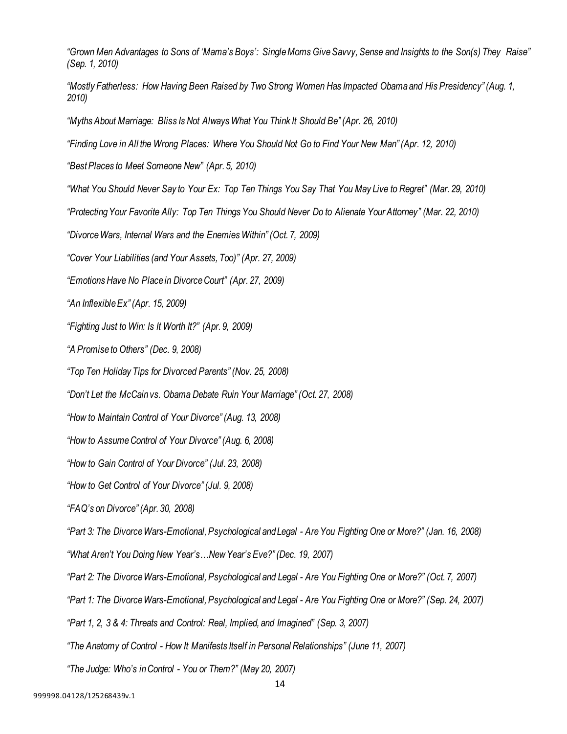*"Grown Men Advantages to Sons of 'Mama's Boys': Single Moms Give Savvy, Sense and Insights to the Son(s) They Raise" (Sep. 1, 2010)*

*"Mostly Fatherless: How Having Been Raised by Two Strong Women Has Impacted Obama and His Presidency" (Aug. 1, 2010)*

*"Myths About Marriage: Bliss Is Not Always What You Think It Should Be" (Apr. 26, 2010)*

*"Finding Love in All the Wrong Places: Where You Should Not Go to Find Your New Man" (Apr. 12, 2010)*

*"Best Places to Meet Someone New" (Apr. 5, 2010)*

*"What You Should Never Say to Your Ex: Top Ten Things You Say That You May Live to Regret" (Mar. 29, 2010)*

*"Protecting Your Favorite Ally: Top Ten Things You Should Never Do to Alienate Your Attorney" (Mar. 22, 2010)*

*"Divorce Wars, Internal Wars and the Enemies Within" (Oct. 7, 2009)*

*"Cover Your Liabilities (and Your Assets, Too)" (Apr. 27, 2009)*

*"Emotions Have No Place in Divorce Court" (Apr. 27, 2009)*

*"An Inflexible Ex" (Apr. 15, 2009)*

*"Fighting Just to Win: Is It Worth It?" (Apr. 9, 2009)*

*"A Promise to Others" (Dec. 9, 2008)*

*"Top Ten Holiday Tips for Divorced Parents" (Nov. 25, 2008)*

*"Don't Let the McCain vs. Obama Debate Ruin Your Marriage" (Oct. 27, 2008)*

*"How to Maintain Control of Your Divorce" (Aug. 13, 2008)*

*"How to Assume Control of Your Divorce" (Aug. 6, 2008)*

*"How to Gain Control of Your Divorce" (Jul. 23, 2008)*

*"How to Get Control of Your Divorce" (Jul. 9, 2008)*

*"FAQ's on Divorce" (Apr. 30, 2008)*

*"Part 3: The Divorce Wars-Emotional, Psychological and Legal - Are You Fighting One or More?" (Jan. 16, 2008)*

*"What Aren't You Doing New Year's…New Year's Eve?" (Dec. 19, 2007)*

*"Part 2: The Divorce Wars-Emotional, Psychological and Legal - Are You Fighting One or More?" (Oct. 7, 2007)*

*"Part 1: The Divorce Wars-Emotional, Psychological and Legal - Are You Fighting One or More?" (Sep. 24, 2007)*

*"Part 1, 2, 3 & 4: Threats and Control: Real, Implied, and Imagined" (Sep. 3, 2007)*

*"The Anatomy of Control - How It Manifests Itself in Personal Relationships" (June 11, 2007)*

*"The Judge: Who's in Control - You or Them?" (May 20, 2007)*

999998.04128/125268439v.1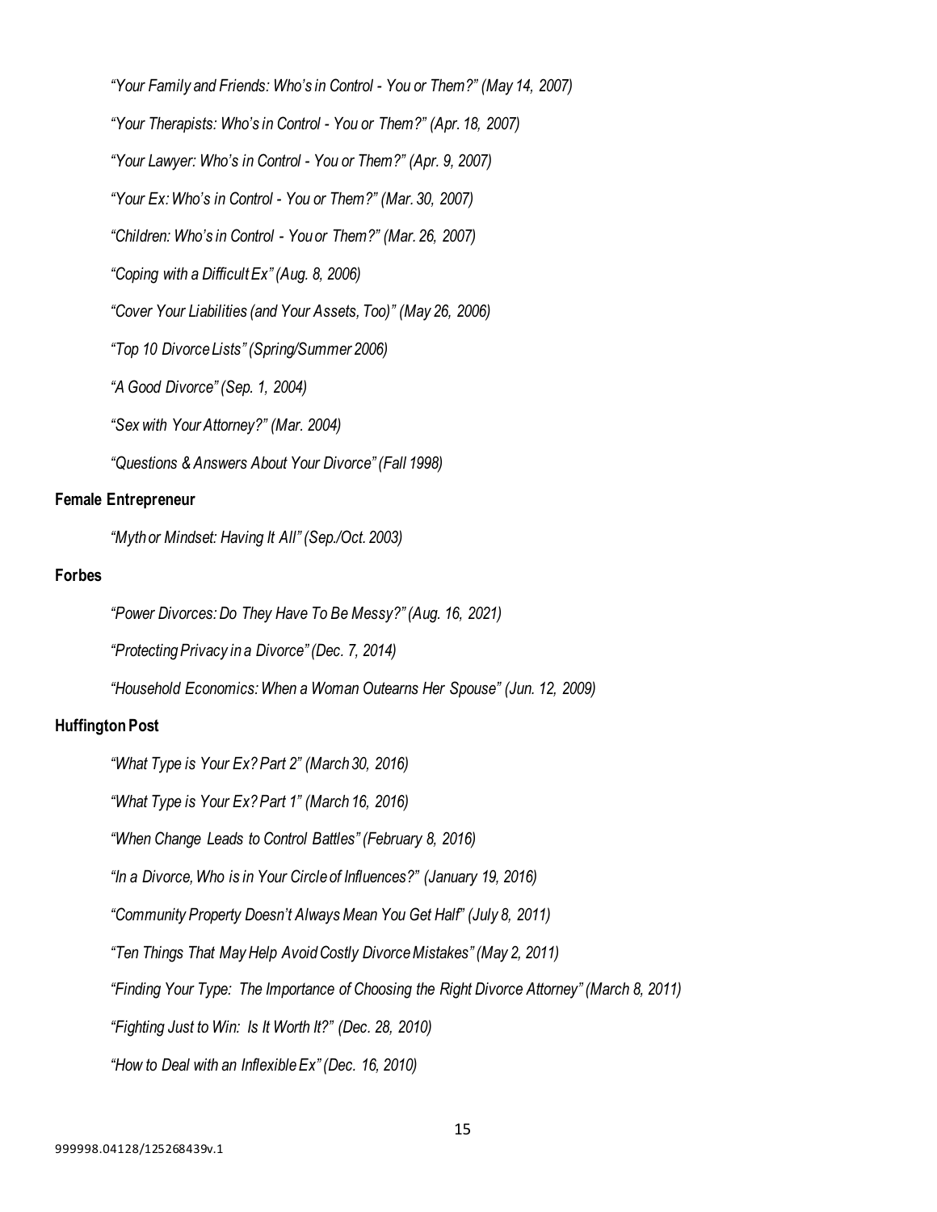*"Your Family and Friends: Who's in Control - You or Them?" (May 14, 2007)*

*"Your Therapists: Who's in Control - You or Them?" (Apr. 18, 2007)*

*"Your Lawyer: Who's in Control - You or Them?" (Apr. 9, 2007)*

*"Your Ex: Who's in Control - You or Them?" (Mar. 30, 2007)*

*"Children: Who's in Control - You or Them?" (Mar. 26, 2007)*

*"Coping with a Difficult Ex" (Aug. 8, 2006)*

*"Cover Your Liabilities (and Your Assets, Too)" (May 26, 2006)*

*"Top 10 Divorce Lists" (Spring/Summer 2006)*

*"A Good Divorce" (Sep. 1, 2004)*

*"Sex with Your Attorney?" (Mar. 2004)*

*"Questions & Answers About Your Divorce" (Fall 1998)*

**Female Entrepreneur**

*"Myth or Mindset: Having It All" (Sep./Oct. 2003)*

**Forbes**

*"Power Divorces: Do They Have To Be Messy?" (Aug. 16, 2021)*

*"Protecting Privacy in a Divorce" (Dec. 7, 2014)*

*"Household Economics: When a Woman Outearns Her Spouse" (Jun. 12, 2009)*

**Huffington Post**

*"What Type is Your Ex? Part 2" (March 30, 2016)*

*"What Type is Your Ex? Part 1" (March 16, 2016)*

*"When Change Leads to Control Battles" (February 8, 2016)*

*"In a Divorce, Who is in Your Circle of Influences?" (January 19, 2016)*

*"Community Property Doesn't Always Mean You Get Half" (July 8, 2011)*

*"Ten Things That May Help Avoid Costly Divorce Mistakes" (May 2, 2011)*

*"Finding Your Type: The Importance of Choosing the Right Divorce Attorney" (March 8, 2011)*

*"Fighting Just to Win: Is It Worth It?" (Dec. 28, 2010)*

*"How to Deal with an Inflexible Ex" (Dec. 16, 2010)*

999998.04128/125268439v.1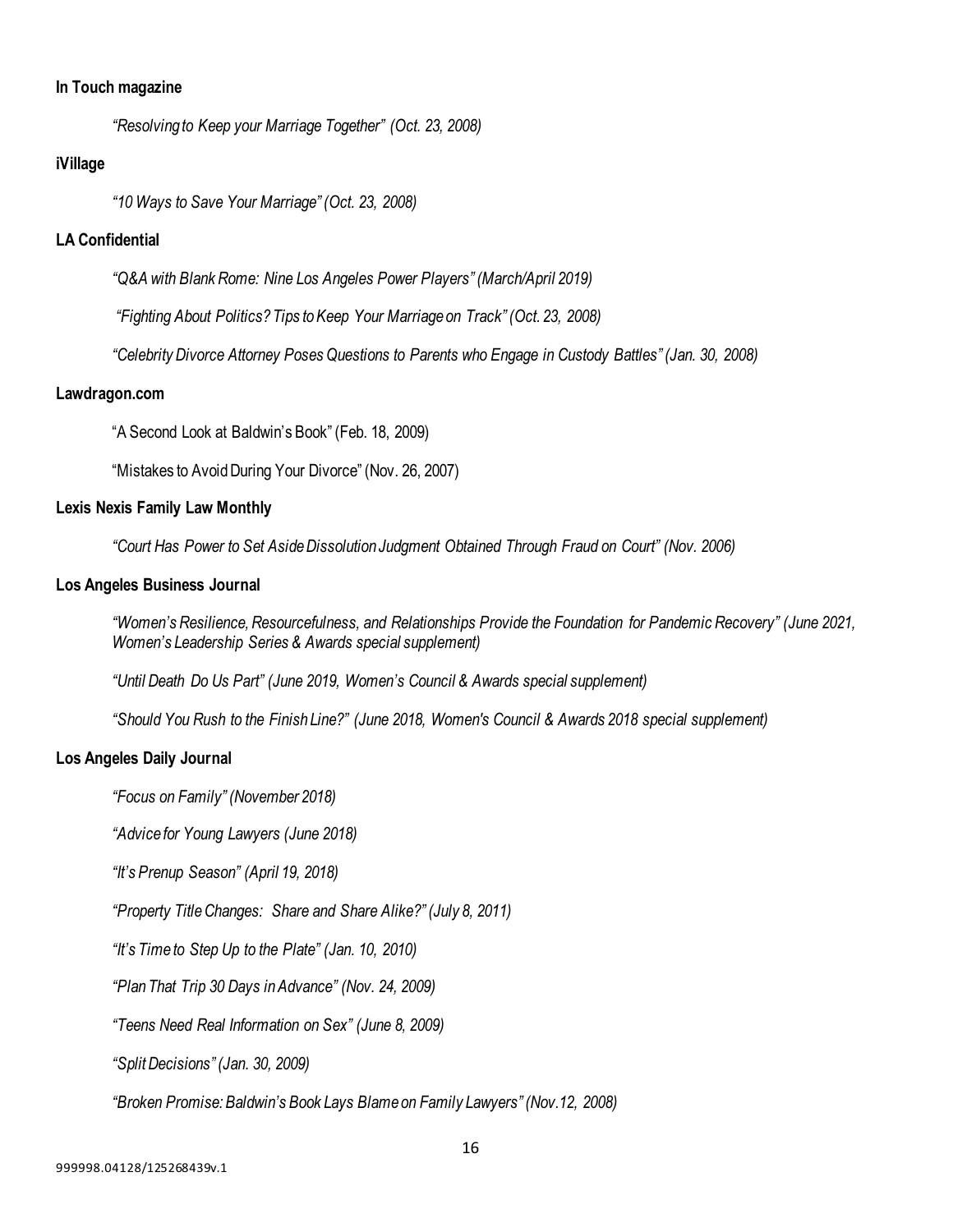**In Touch magazine**

*"Resolving to Keep your Marriage Together" (Oct. 23, 2008)*

**iVillage**

*"10 Ways to Save Your Marriage" (Oct. 23, 2008)*

**LA Confidential**

*"Q&A with Blank Rome: Nine Los Angeles Power Players" (March/April 2019)*

*"Fighting About Politics? Tips to Keep Your Marriage on Track" (Oct. 23, 2008)*

*"Celebrity Divorce Attorney Poses Questions to Parents who Engage in Custody Battles" (Jan. 30, 2008)*

**Lawdragon.com**

"A Second Look at Baldwin's Book" (Feb. 18, 2009)

"Mistakes to Avoid During Your Divorce" (Nov. 26, 2007)

**Lexis Nexis Family Law Monthly**

*"Court Has Power to Set Aside Dissolution Judgment Obtained Through Fraud on Court" (Nov. 2006)*

**Los Angeles Business Journal**

*"Women's Resilience, Resourcefulness, and Relationships Provide the Foundation for Pandemic Recovery" (June 2021, Women's Leadership Series & Awards special supplement)*

*"Until Death Do Us Part" (June 2019, Women's Council & Awards special supplement)*

*"Should You Rush to the Finish Line?" (June 2018, Women's Council & Awards 2018 special supplement)*

**Los Angeles Daily Journal**

*"Focus on Family" (November 2018)*

*"Advice for Young Lawyers (June 2018)*

*"It's Prenup Season" (April 19, 2018)*

*"Property Title Changes: Share and Share Alike?" (July 8, 2011)*

*"It's Time to Step Up to the Plate" (Jan. 10, 2010)*

*"Plan That Trip 30 Days in Advance" (Nov. 24, 2009)*

*"Teens Need Real Information on Sex" (June 8, 2009)*

*"Split Decisions" (Jan. 30, 2009)*

*"Broken Promise: Baldwin's Book Lays Blame on Family Lawyers" (Nov.12, 2008)*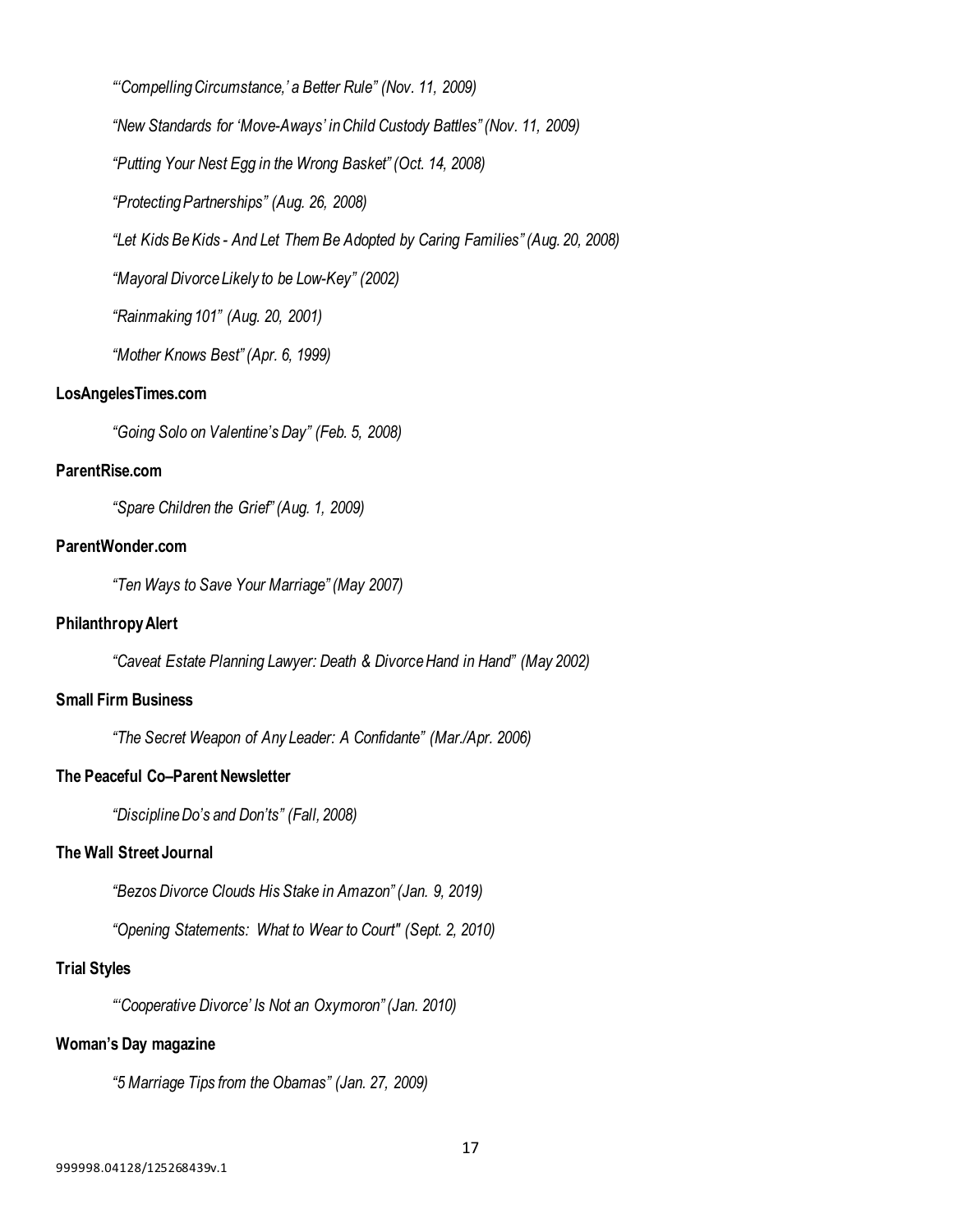*"'Compelling Circumstance,' a Better Rule" (Nov. 11, 2009)*

*"New Standards for 'Move-Aways' in Child Custody Battles" (Nov. 11, 2009)*

*"Putting Your Nest Egg in the Wrong Basket" (Oct. 14, 2008)*

*"Protecting Partnerships" (Aug. 26, 2008)*

*"Let Kids Be Kids - And Let Them Be Adopted by Caring Families" (Aug. 20, 2008)*

*"Mayoral Divorce Likely to be Low-Key" (2002)*

*"Rainmaking 101" (Aug. 20, 2001)*

*"Mother Knows Best" (Apr. 6, 1999)*

**LosAngelesTimes.com**

*"Going Solo on Valentine's Day" (Feb. 5, 2008)*

**ParentRise.com**

*"Spare Children the Grief" (Aug. 1, 2009)*

**ParentWonder.com**

*"Ten Ways to Save Your Marriage" (May 2007)*

**Philanthropy Alert**

*"Caveat Estate Planning Lawyer: Death & Divorce Hand in Hand" (May 2002)*

**Small Firm Business**

*"The Secret Weapon of Any Leader: A Confidante" (Mar./Apr. 2006)*

**The Peaceful Co–Parent Newsletter**

*"Discipline Do's and Don'ts" (Fall, 2008)*

**The Wall Street Journal**

*"Bezos Divorce Clouds His Stake in Amazon" (Jan. 9, 2019)*

*"Opening Statements: What to Wear to Court" (Sept. 2, 2010)*

**Trial Styles**

*"'Cooperative Divorce' Is Not an Oxymoron" (Jan. 2010)*

**Woman's Day magazine**

*"5 Marriage Tips from the Obamas" (Jan. 27, 2009)*

999998.04128/125268439v.1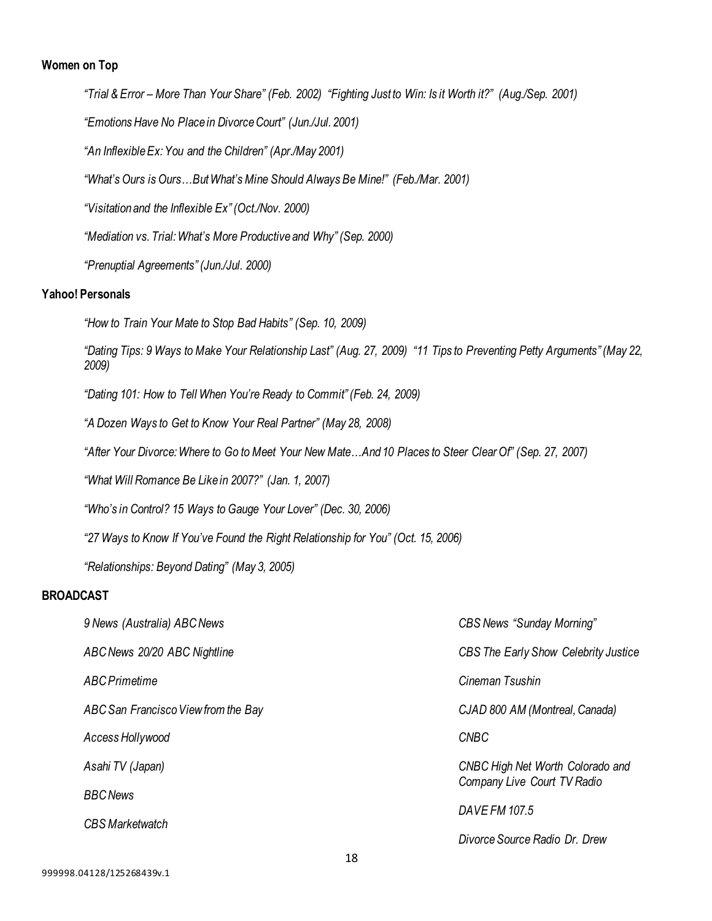**Women on Top**

*"Trial & Error – More Than Your Share" (Feb. 2002) "Fighting Just to Win: Is it Worth it?" (Aug./Sep. 2001)*

*"Emotions Have No Place in Divorce Court" (Jun./Jul. 2001)*

*"An Inflexible Ex: You and the Children" (Apr./May 2001)*

*"What's Ours is Ours…But What's Mine Should Always Be Mine!" (Feb./Mar. 2001)*

*"Visitation and the Inflexible Ex" (Oct./Nov. 2000)*

*"Mediation vs. Trial: What's More Productive and Why" (Sep. 2000)*

*"Prenuptial Agreements" (Jun./Jul. 2000)*

**Yahoo! Personals**

*"How to Train Your Mate to Stop Bad Habits" (Sep. 10, 2009)*

*"Dating Tips: 9 Ways to Make Your Relationship Last" (Aug. 27, 2009) "11 Tips to Preventing Petty Arguments" (May 22, 2009)*

*"Dating 101: How to Tell When You're Ready to Commit" (Feb. 24, 2009)*

*"A Dozen Ways to Get to Know Your Real Partner" (May 28, 2008)*

*"After Your Divorce: Where to Go to Meet Your New Mate…And 10 Places to Steer Clear Of" (Sep. 27, 2007)*

*"What Will Romance Be Like in 2007?" (Jan. 1, 2007)*

*"Who's in Control? 15 Ways to Gauge Your Lover" (Dec. 30, 2006)*

*"27 Ways to Know If You've Found the Right Relationship for You" (Oct. 15, 2006)*

*"Relationships: Beyond Dating" (May 3, 2005)*

**BROADCAST**

*9 News (Australia) ABC News*

*ABC News 20/20 ABC Nightline*

*ABC Primetime*

*ABC San Francisco View from the Bay*

*Access Hollywood*

*Asahi TV (Japan)*

*BBC News*

*CBS Marketwatch*

*CBS News "Sunday Morning"*

*CBS The Early Show Celebrity Justice*

*Cineman Tsushin*

*CJAD 800 AM (Montreal, Canada)*

*CNBC*

*CNBC High Net Worth Colorado and Company Live Court TV Radio*

*DAVE FM 107.5*

*Divorce Source Radio Dr. Drew*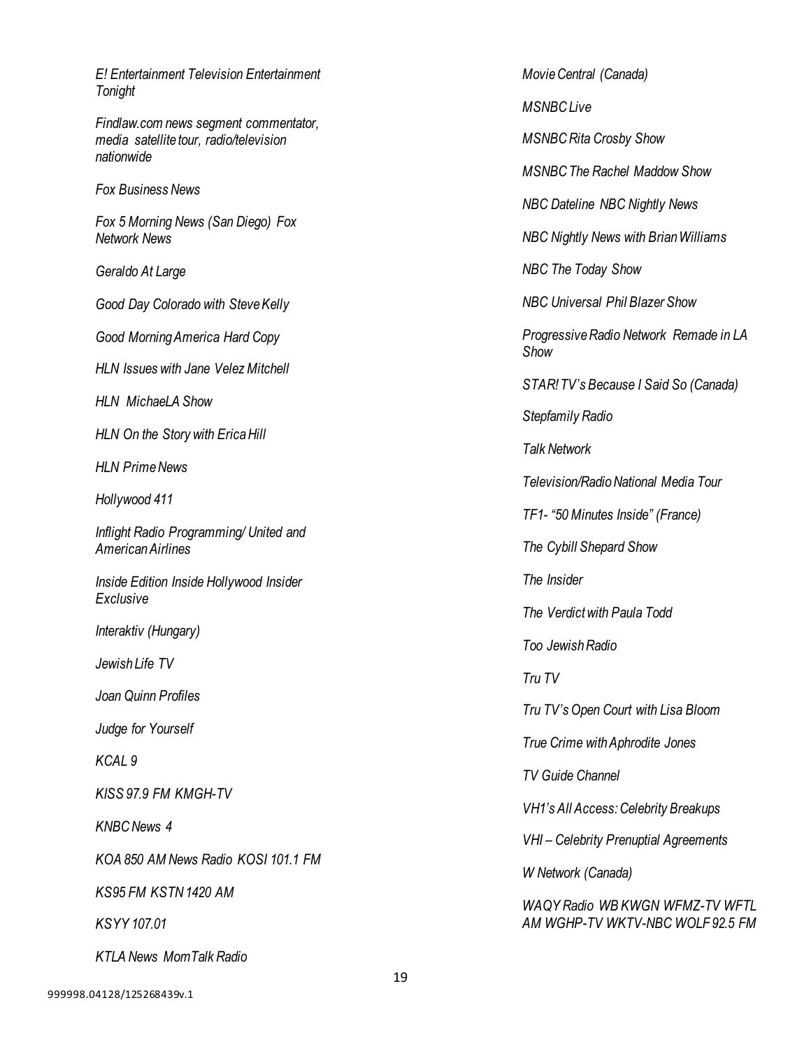*E! Entertainment Television Entertainment Tonight*

*Findlaw.com news segment commentator, media satellite tour, radio/television nationwide*

*Fox Business News*

*Fox 5 Morning News (San Diego) Fox Network News*

*Geraldo At Large*

*Good Day Colorado with Steve Kelly*

*Good Morning America Hard Copy*

*HLN Issues with Jane Velez Mitchell*

*HLN MichaeLA Show*

*HLN On the Story with Erica Hill*

*HLN Prime News*

*Hollywood 411*

*Inflight Radio Programming/ United and American Airlines*

*Inside Edition Inside Hollywood Insider Exclusive*

*Interaktiv (Hungary)*

*Jewish Life TV*

*Joan Quinn Profiles*

*Judge for Yourself*

*KCAL 9*

*KISS 97.9 FM KMGH-TV*

*KNBC News 4*

*KOA 850 AM News Radio KOSI 101.1 FM*

*KS95 FM KSTN 1420 AM*

*KSYY 107.01*

*KTLA News MomTalk Radio*

*Movie Central (Canada)*

*MSNBC Live*

*MSNBC Rita Crosby Show*

*MSNBC The Rachel Maddow Show*

*NBC Dateline NBC Nightly News*

*NBC Nightly News with Brian Williams*

*NBC The Today Show*

*NBC Universal Phil Blazer Show*

*Progressive Radio Network Remade in LA Show*

*STAR! TV's Because I Said So (Canada)*

*Stepfamily Radio*

*Talk Network*

*Television/Radio National Media Tour*

*TF1- "50 Minutes Inside" (France)*

*The Cybill Shepard Show*

*The Insider*

*The Verdict with Paula Todd*

*Too Jewish Radio*

*Tru TV*

*Tru TV's Open Court with Lisa Bloom*

*True Crime with Aphrodite Jones*

*TV Guide Channel*

*VH1's All Access: Celebrity Breakups*

*VHI – Celebrity Prenuptial Agreements*

*W Network (Canada)*

*WAQY Radio WB KWGN WFMZ-TV WFTL AM WGHP-TV WKTV-NBC WOLF 92.5 FM*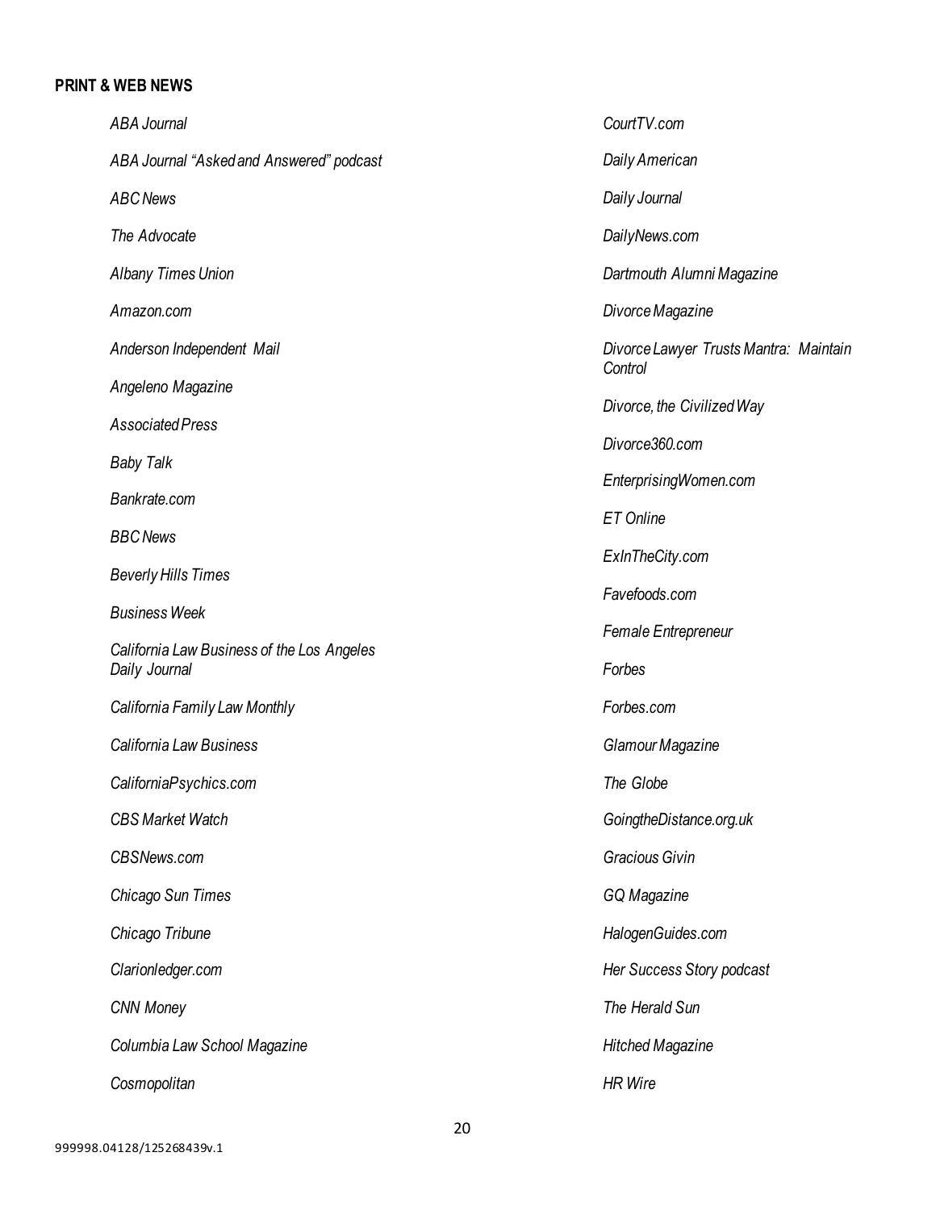**PRINT & WEB NEWS**

*ABA Journal*

*ABA Journal "Asked and Answered" podcast*

*ABC News*

*The Advocate*

*Albany Times Union*

*Amazon.com*

*Anderson Independent Mail*

*Angeleno Magazine*

*Associated Press*

*Baby Talk*

*Bankrate.com*

*BBC News*

*Beverly Hills Times*

*Business Week*

*California Law Business of the Los Angeles Daily Journal*

*California Family Law Monthly*

*California Law Business*

*CaliforniaPsychics.com*

*CBS Market Watch*

*CBSNews.com*

*Chicago Sun Times*

*Chicago Tribune*

*Clarionledger.com*

*CNN Money*

*Columbia Law School Magazine*

*Cosmopolitan*

*CourtTV.com*

*Daily American*

*Daily Journal*

*DailyNews.com*

*Dartmouth Alumni Magazine*

*Divorce Magazine*

*Divorce Lawyer Trusts Mantra: Maintain Control*

*Divorce, the Civilized Way*

*Divorce360.com*

*EnterprisingWomen.com*

*ET Online*

*ExInTheCity.com*

*Favefoods.com*

*Female Entrepreneur*

*Forbes*

*Forbes.com*

*Glamour Magazine*

*The Globe*

*GoingtheDistance.org.uk*

*Gracious Givin*

*GQ Magazine*

*HalogenGuides.com*

*Her Success Story podcast*

*The Herald Sun*

*Hitched Magazine*

*HR Wire*

999998.04128/125268439v.1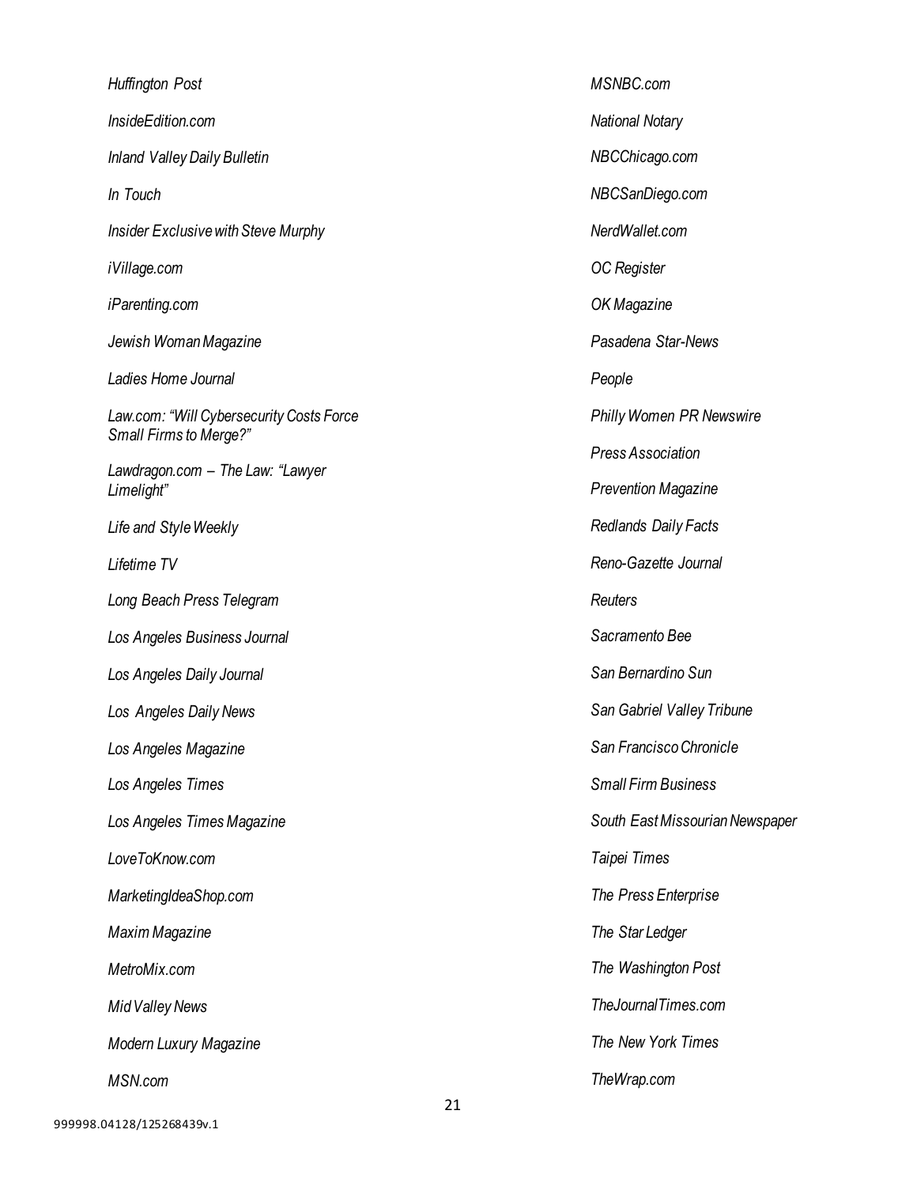*Huffington Post*

*InsideEdition.com*

*Inland Valley Daily Bulletin*

*In Touch*

*Insider Exclusive with Steve Murphy*

*iVillage.com*

*iParenting.com*

*Jewish Woman Magazine*

*Ladies Home Journal*

*Law.com: "Will Cybersecurity Costs Force Small Firms to Merge?"*

*Lawdragon.com – The Law: "Lawyer Limelight"*

*Life and Style Weekly*

*Lifetime TV*

*Long Beach Press Telegram*

*Los Angeles Business Journal*

*Los Angeles Daily Journal*

*Los Angeles Daily News*

*Los Angeles Magazine*

*Los Angeles Times*

*Los Angeles Times Magazine*

*LoveToKnow.com*

*MarketingIdeaShop.com*

*Maxim Magazine*

*MetroMix.com*

*Mid Valley News*

*Modern Luxury Magazine*

*MSN.com*

*MSNBC.com*

*National Notary*

*NBCChicago.com*

*NBCSanDiego.com*

*NerdWallet.com*

*OC Register*

*OK Magazine*

*Pasadena Star-News*

*People*

*Philly Women PR Newswire*

*Press Association*

*Prevention Magazine*

*Redlands Daily Facts*

*Reno-Gazette Journal*

*Reuters*

*Sacramento Bee*

*San Bernardino Sun*

*San Gabriel Valley Tribune*

*San Francisco Chronicle*

*Small Firm Business*

*South East Missourian Newspaper*

*Taipei Times*

*The Press Enterprise*

*The Star Ledger*

*The Washington Post*

*TheJournalTimes.com*

*The New York Times*

*TheWrap.com*

999998.04128/125268439v.1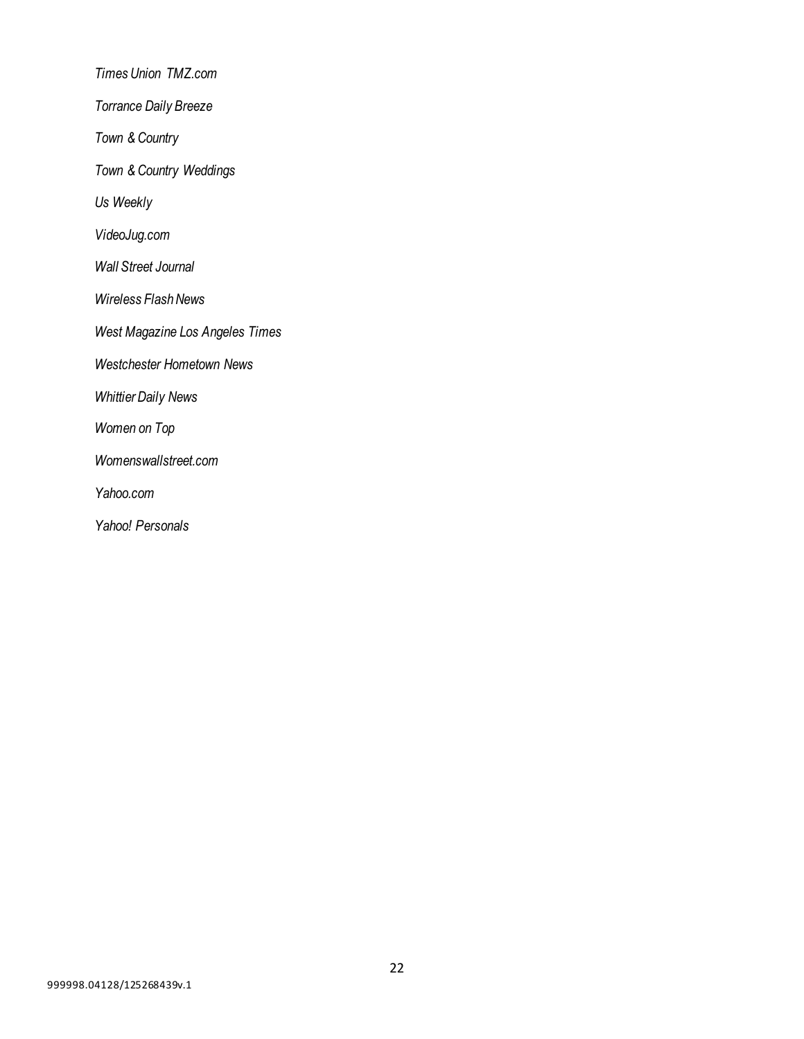*Times Union TMZ.com*

*Torrance Daily Breeze*

*Town & Country*

*Town & Country Weddings*

*Us Weekly*

*VideoJug.com*

*Wall Street Journal*

*Wireless Flash News*

*West Magazine Los Angeles Times*

*Westchester Hometown News*

*Whittier Daily News*

*Women on Top*

*Womenswallstreet.com*

*Yahoo.com*

*Yahoo! Personals*

999998.04128/125268439v.1